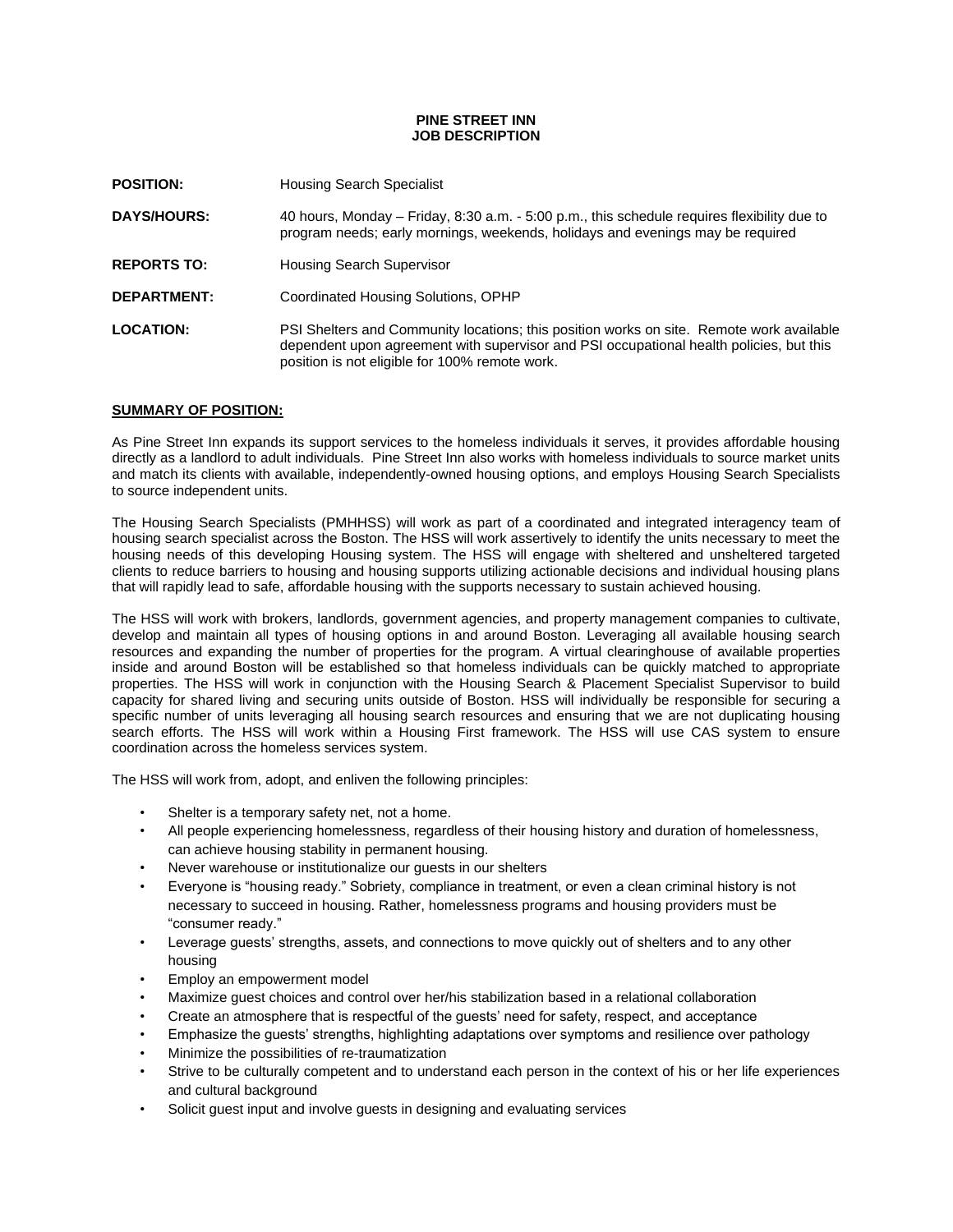**PINE STREET INN**
**JOB DESCRIPTION**

**POSITION:** Housing Search Specialist

**DAYS/HOURS:** 40 hours, Monday – Friday, 8:30 a.m. - 5:00 p.m., this schedule requires flexibility due to program needs; early mornings, weekends, holidays and evenings may be required

**REPORTS TO:** Housing Search Supervisor

**DEPARTMENT:** Coordinated Housing Solutions, OPHP

**LOCATION:** PSI Shelters and Community locations; this position works on site. Remote work available dependent upon agreement with supervisor and PSI occupational health policies, but this position is not eligible for 100% remote work.

## SUMMARY OF POSITION:

As Pine Street Inn expands its support services to the homeless individuals it serves, it provides affordable housing directly as a landlord to adult individuals. Pine Street Inn also works with homeless individuals to source market units and match its clients with available, independently-owned housing options, and employs Housing Search Specialists to source independent units.

The Housing Search Specialists (PMHHSS) will work as part of a coordinated and integrated interagency team of housing search specialist across the Boston. The HSS will work assertively to identify the units necessary to meet the housing needs of this developing Housing system. The HSS will engage with sheltered and unsheltered targeted clients to reduce barriers to housing and housing supports utilizing actionable decisions and individual housing plans that will rapidly lead to safe, affordable housing with the supports necessary to sustain achieved housing.

The HSS will work with brokers, landlords, government agencies, and property management companies to cultivate, develop and maintain all types of housing options in and around Boston. Leveraging all available housing search resources and expanding the number of properties for the program. A virtual clearinghouse of available properties inside and around Boston will be established so that homeless individuals can be quickly matched to appropriate properties. The HSS will work in conjunction with the Housing Search & Placement Specialist Supervisor to build capacity for shared living and securing units outside of Boston. HSS will individually be responsible for securing a specific number of units leveraging all housing search resources and ensuring that we are not duplicating housing search efforts. The HSS will work within a Housing First framework. The HSS will use CAS system to ensure coordination across the homeless services system.

The HSS will work from, adopt, and enliven the following principles:

- Shelter is a temporary safety net, not a home.
- All people experiencing homelessness, regardless of their housing history and duration of homelessness, can achieve housing stability in permanent housing.
- Never warehouse or institutionalize our guests in our shelters
- Everyone is "housing ready." Sobriety, compliance in treatment, or even a clean criminal history is not necessary to succeed in housing. Rather, homelessness programs and housing providers must be "consumer ready."
- Leverage guests' strengths, assets, and connections to move quickly out of shelters and to any other housing
- Employ an empowerment model
- Maximize guest choices and control over her/his stabilization based in a relational collaboration
- Create an atmosphere that is respectful of the guests' need for safety, respect, and acceptance
- Emphasize the guests' strengths, highlighting adaptations over symptoms and resilience over pathology
- Minimize the possibilities of re-traumatization
- Strive to be culturally competent and to understand each person in the context of his or her life experiences and cultural background
- Solicit guest input and involve guests in designing and evaluating services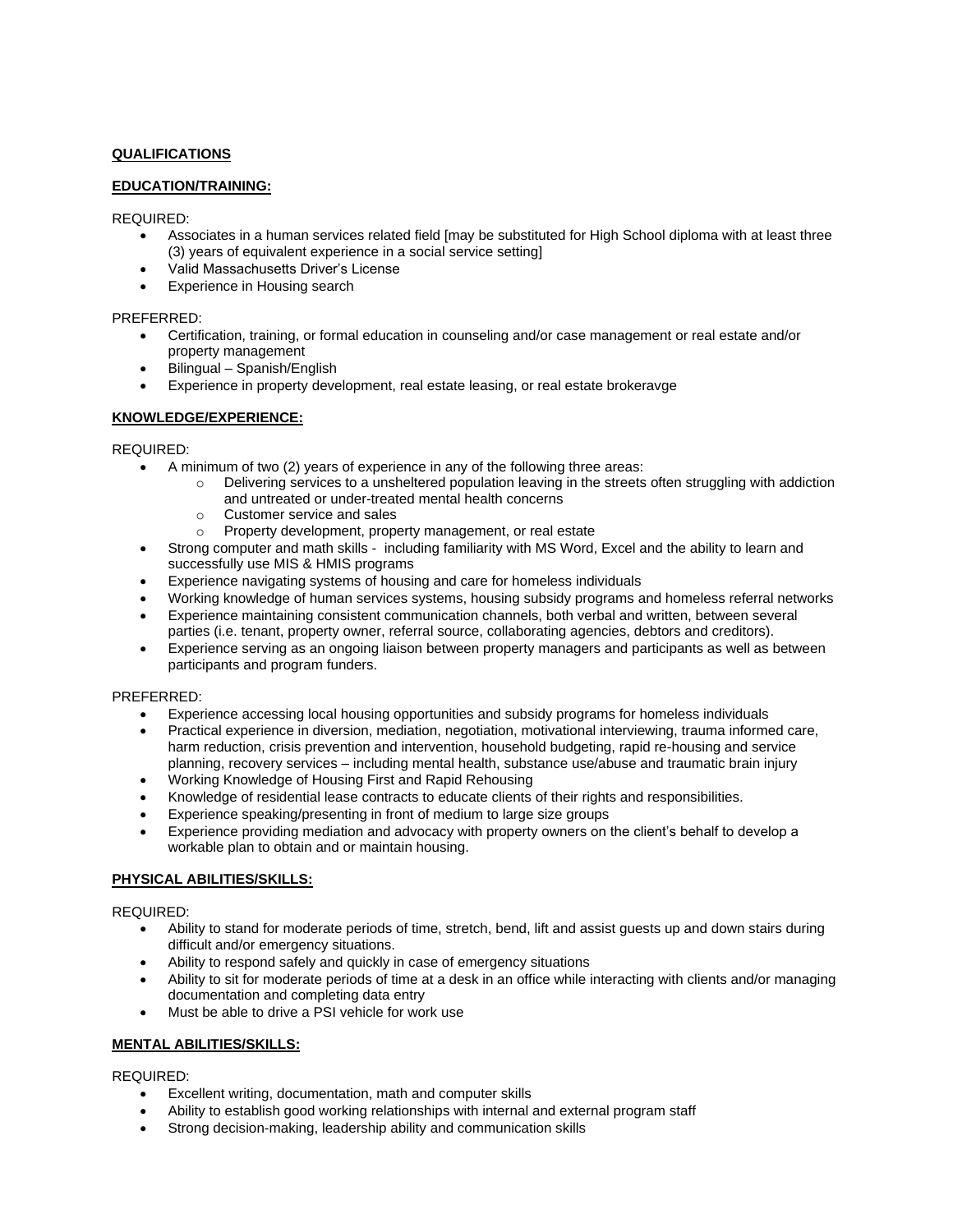**QUALIFICATIONS**

**EDUCATION/TRAINING:**

REQUIRED:

- Associates in a human services related field [may be substituted for High School diploma with at least three (3) years of equivalent experience in a social service setting]
- Valid Massachusetts Driver's License
- Experience in Housing search

PREFERRED:

- Certification, training, or formal education in counseling and/or case management or real estate and/or property management
- Bilingual – Spanish/English
- Experience in property development, real estate leasing, or real estate brokeravge

**KNOWLEDGE/EXPERIENCE:**

REQUIRED:

- A minimum of two (2) years of experience in any of the following three areas:
  - Delivering services to a unsheltered population leaving in the streets often struggling with addiction and untreated or under-treated mental health concerns
  - Customer service and sales
  - Property development, property management, or real estate
- Strong computer and math skills - including familiarity with MS Word, Excel and the ability to learn and successfully use MIS & HMIS programs
- Experience navigating systems of housing and care for homeless individuals
- Working knowledge of human services systems, housing subsidy programs and homeless referral networks
- Experience maintaining consistent communication channels, both verbal and written, between several parties (i.e. tenant, property owner, referral source, collaborating agencies, debtors and creditors).
- Experience serving as an ongoing liaison between property managers and participants as well as between participants and program funders.

PREFERRED:

- Experience accessing local housing opportunities and subsidy programs for homeless individuals
- Practical experience in diversion, mediation, negotiation, motivational interviewing, trauma informed care, harm reduction, crisis prevention and intervention, household budgeting, rapid re-housing and service planning, recovery services – including mental health, substance use/abuse and traumatic brain injury
- Working Knowledge of Housing First and Rapid Rehousing
- Knowledge of residential lease contracts to educate clients of their rights and responsibilities.
- Experience speaking/presenting in front of medium to large size groups
- Experience providing mediation and advocacy with property owners on the client's behalf to develop a workable plan to obtain and or maintain housing.

**PHYSICAL ABILITIES/SKILLS:**

REQUIRED:

- Ability to stand for moderate periods of time, stretch, bend, lift and assist guests up and down stairs during difficult and/or emergency situations.
- Ability to respond safely and quickly in case of emergency situations
- Ability to sit for moderate periods of time at a desk in an office while interacting with clients and/or managing documentation and completing data entry
- Must be able to drive a PSI vehicle for work use

**MENTAL ABILITIES/SKILLS:**

REQUIRED:

- Excellent writing, documentation, math and computer skills
- Ability to establish good working relationships with internal and external program staff
- Strong decision-making, leadership ability and communication skills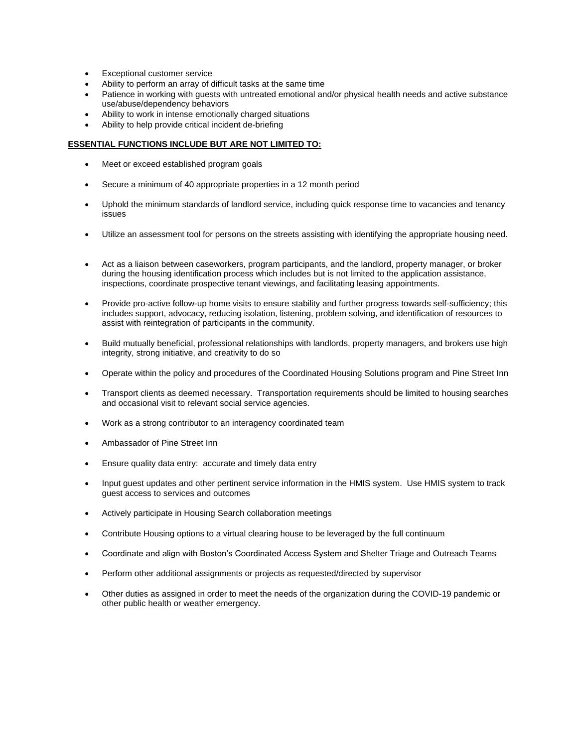- Exceptional customer service
- Ability to perform an array of difficult tasks at the same time
- Patience in working with guests with untreated emotional and/or physical health needs and active substance use/abuse/dependency behaviors
- Ability to work in intense emotionally charged situations
- Ability to help provide critical incident de-briefing

**ESSENTIAL FUNCTIONS INCLUDE BUT ARE NOT LIMITED TO:**

- Meet or exceed established program goals
- Secure a minimum of 40 appropriate properties in a 12 month period
- Uphold the minimum standards of landlord service, including quick response time to vacancies and tenancy issues
- Utilize an assessment tool for persons on the streets assisting with identifying the appropriate housing need.
- Act as a liaison between caseworkers, program participants, and the landlord, property manager, or broker during the housing identification process which includes but is not limited to the application assistance, inspections, coordinate prospective tenant viewings, and facilitating leasing appointments.
- Provide pro-active follow-up home visits to ensure stability and further progress towards self-sufficiency; this includes support, advocacy, reducing isolation, listening, problem solving, and identification of resources to assist with reintegration of participants in the community.
- Build mutually beneficial, professional relationships with landlords, property managers, and brokers use high integrity, strong initiative, and creativity to do so
- Operate within the policy and procedures of the Coordinated Housing Solutions program and Pine Street Inn
- Transport clients as deemed necessary. Transportation requirements should be limited to housing searches and occasional visit to relevant social service agencies.
- Work as a strong contributor to an interagency coordinated team
- Ambassador of Pine Street Inn
- Ensure quality data entry: accurate and timely data entry
- Input guest updates and other pertinent service information in the HMIS system. Use HMIS system to track guest access to services and outcomes
- Actively participate in Housing Search collaboration meetings
- Contribute Housing options to a virtual clearing house to be leveraged by the full continuum
- Coordinate and align with Boston's Coordinated Access System and Shelter Triage and Outreach Teams
- Perform other additional assignments or projects as requested/directed by supervisor
- Other duties as assigned in order to meet the needs of the organization during the COVID-19 pandemic or other public health or weather emergency.